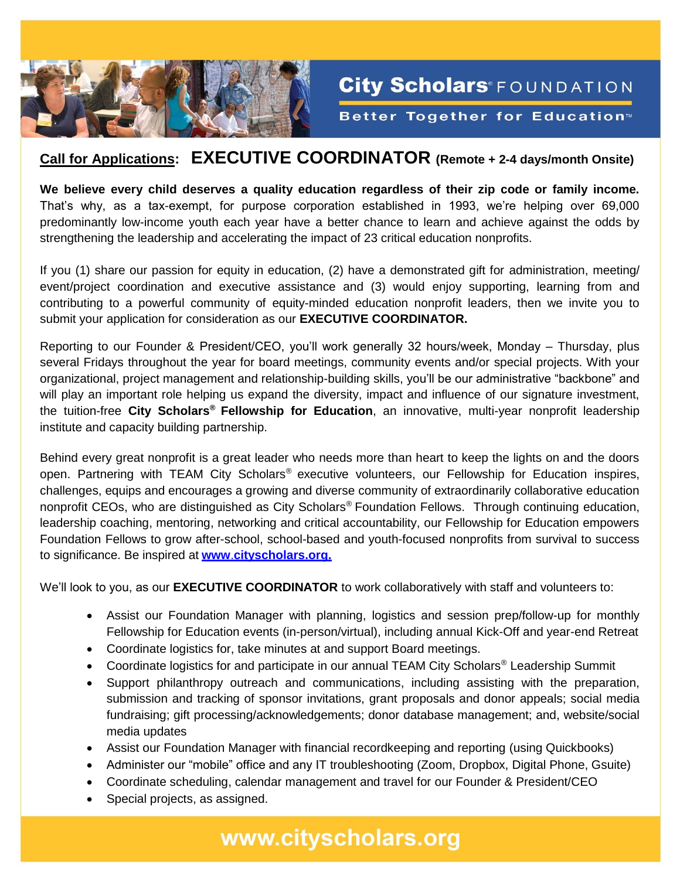# City Scholars® FOUNDATION

**Better Together for Education™**

## Call for Applications: EXECUTIVE COORDINATOR (Remote + 2-4 days/month Onsite)

**We believe every child deserves a quality education regardless of their zip code or family income.** That's why, as a tax-exempt, for purpose corporation established in 1993, we're helping over 69,000 predominantly low-income youth each year have a better chance to learn and achieve against the odds by strengthening the leadership and accelerating the impact of 23 critical education nonprofits.

If you (1) share our passion for equity in education, (2) have a demonstrated gift for administration, meeting/ event/project coordination and executive assistance and (3) would enjoy supporting, learning from and contributing to a powerful community of equity-minded education nonprofit leaders, then we invite you to submit your application for consideration as our **EXECUTIVE COORDINATOR.**

Reporting to our Founder & President/CEO, you'll work generally 32 hours/week, Monday – Thursday, plus several Fridays throughout the year for board meetings, community events and/or special projects. With your organizational, project management and relationship-building skills, you'll be our administrative "backbone" and will play an important role helping us expand the diversity, impact and influence of our signature investment, the tuition-free **City Scholars® Fellowship for Education**, an innovative, multi-year nonprofit leadership institute and capacity building partnership.

Behind every great nonprofit is a great leader who needs more than heart to keep the lights on and the doors open. Partnering with TEAM City Scholars® executive volunteers, our Fellowship for Education inspires, challenges, equips and encourages a growing and diverse community of extraordinarily collaborative education nonprofit CEOs, who are distinguished as City Scholars® Foundation Fellows. Through continuing education, leadership coaching, mentoring, networking and critical accountability, our Fellowship for Education empowers Foundation Fellows to grow after-school, school-based and youth-focused nonprofits from survival to success to significance. Be inspired at **www.cityscholars.org.**

We'll look to you, as our **EXECUTIVE COORDINATOR** to work collaboratively with staff and volunteers to:

- Assist our Foundation Manager with planning, logistics and session prep/follow-up for monthly Fellowship for Education events (in-person/virtual), including annual Kick-Off and year-end Retreat
- Coordinate logistics for, take minutes at and support Board meetings.
- Coordinate logistics for and participate in our annual TEAM City Scholars® Leadership Summit
- Support philanthropy outreach and communications, including assisting with the preparation, submission and tracking of sponsor invitations, grant proposals and donor appeals; social media fundraising; gift processing/acknowledgements; donor database management; and, website/social media updates
- Assist our Foundation Manager with financial recordkeeping and reporting (using Quickbooks)
- Administer our "mobile" office and any IT troubleshooting (Zoom, Dropbox, Digital Phone, Gsuite)
- Coordinate scheduling, calendar management and travel for our Founder & President/CEO
- Special projects, as assigned.

**www.cityscholars.org**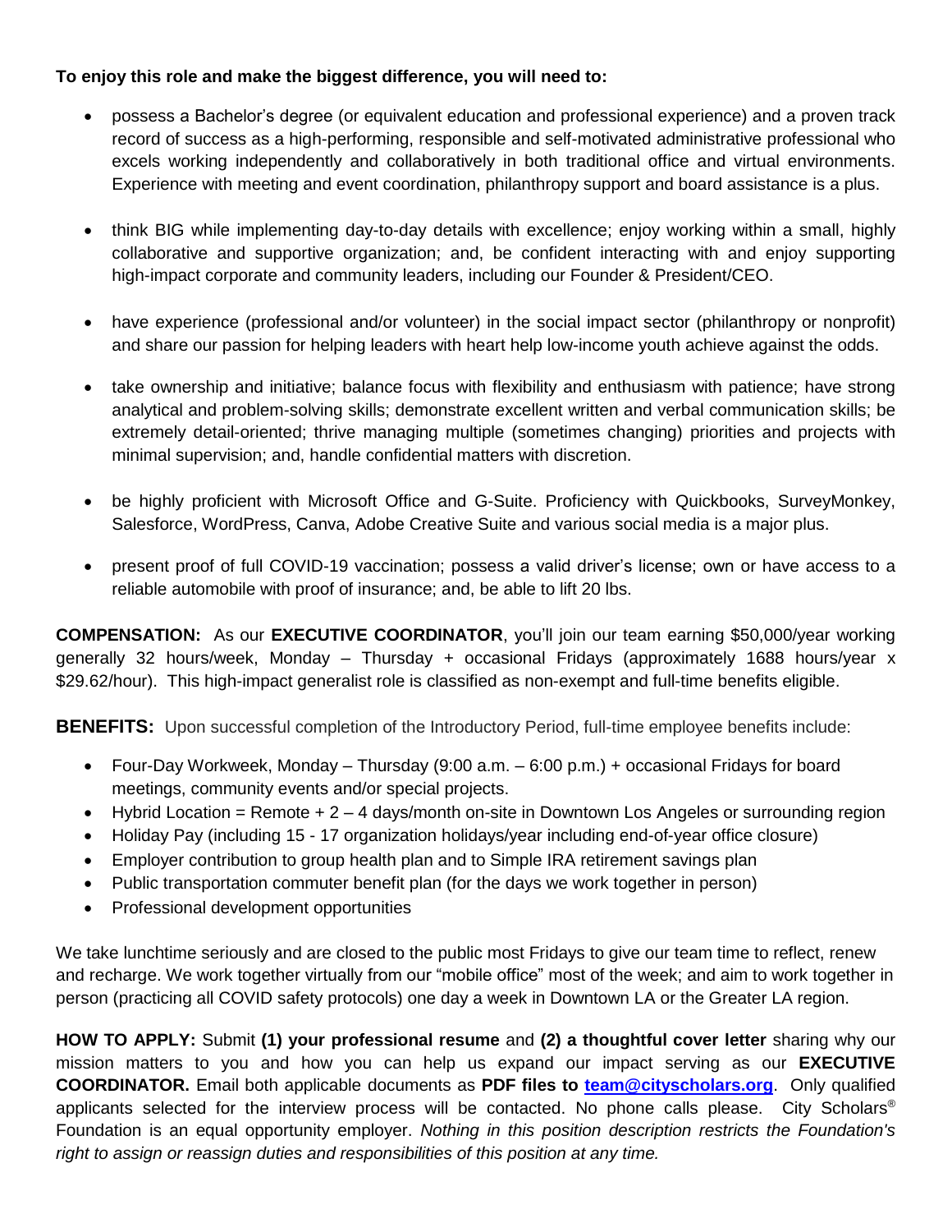**To enjoy this role and make the biggest difference, you will need to:**

- possess a Bachelor's degree (or equivalent education and professional experience) and a proven track record of success as a high-performing, responsible and self-motivated administrative professional who excels working independently and collaboratively in both traditional office and virtual environments. Experience with meeting and event coordination, philanthropy support and board assistance is a plus.
- think BIG while implementing day-to-day details with excellence; enjoy working within a small, highly collaborative and supportive organization; and, be confident interacting with and enjoy supporting high-impact corporate and community leaders, including our Founder & President/CEO.
- have experience (professional and/or volunteer) in the social impact sector (philanthropy or nonprofit) and share our passion for helping leaders with heart help low-income youth achieve against the odds.
- take ownership and initiative; balance focus with flexibility and enthusiasm with patience; have strong analytical and problem-solving skills; demonstrate excellent written and verbal communication skills; be extremely detail-oriented; thrive managing multiple (sometimes changing) priorities and projects with minimal supervision; and, handle confidential matters with discretion.
- be highly proficient with Microsoft Office and G-Suite. Proficiency with Quickbooks, SurveyMonkey, Salesforce, WordPress, Canva, Adobe Creative Suite and various social media is a major plus.
- present proof of full COVID-19 vaccination; possess a valid driver's license; own or have access to a reliable automobile with proof of insurance; and, be able to lift 20 lbs.

**COMPENSATION:** As our **EXECUTIVE COORDINATOR**, you'll join our team earning $50,000/year working generally 32 hours/week, Monday – Thursday + occasional Fridays (approximately 1688 hours/year x $29.62/hour). This high-impact generalist role is classified as non-exempt and full-time benefits eligible.

**BENEFITS:** Upon successful completion of the Introductory Period, full-time employee benefits include:

- Four-Day Workweek, Monday – Thursday (9:00 a.m. – 6:00 p.m.) + occasional Fridays for board meetings, community events and/or special projects.
- Hybrid Location = Remote + 2 – 4 days/month on-site in Downtown Los Angeles or surrounding region
- Holiday Pay (including 15 - 17 organization holidays/year including end-of-year office closure)
- Employer contribution to group health plan and to Simple IRA retirement savings plan
- Public transportation commuter benefit plan (for the days we work together in person)
- Professional development opportunities

We take lunchtime seriously and are closed to the public most Fridays to give our team time to reflect, renew and recharge. We work together virtually from our "mobile office" most of the week; and aim to work together in person (practicing all COVID safety protocols) one day a week in Downtown LA or the Greater LA region.

**HOW TO APPLY:** Submit **(1) your professional resume** and **(2) a thoughtful cover letter** sharing why our mission matters to you and how you can help us expand our impact serving as our **EXECUTIVE COORDINATOR.** Email both applicable documents as **PDF files to [team@cityscholars.org](mailto:team@cityscholars.org)**. Only qualified applicants selected for the interview process will be contacted. No phone calls please. City Scholars® Foundation is an equal opportunity employer. *Nothing in this position description restricts the Foundation's right to assign or reassign duties and responsibilities of this position at any time.*